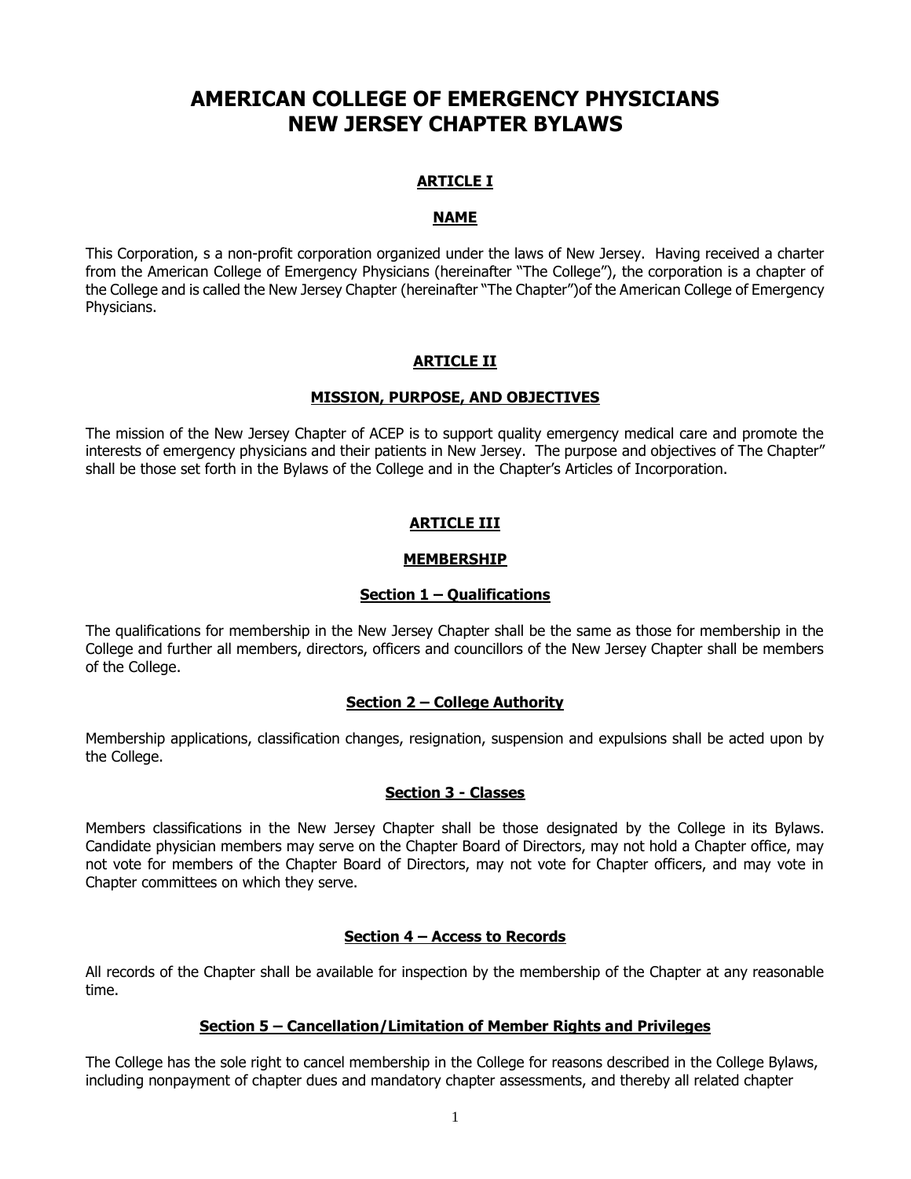# AMERICAN COLLEGE OF EMERGENCY PHYSICIANS NEW JERSEY CHAPTER BYLAWS

## ARTICLE I

### NAME

This Corporation, s a non-profit corporation organized under the laws of New Jersey. Having received a charter from the American College of Emergency Physicians (hereinafter "The College"), the corporation is a chapter of the College and is called the New Jersey Chapter (hereinafter "The Chapter")of the American College of Emergency Physicians.

## ARTICLE II

### MISSION, PURPOSE, AND OBJECTIVES

The mission of the New Jersey Chapter of ACEP is to support quality emergency medical care and promote the interests of emergency physicians and their patients in New Jersey. The purpose and objectives of The Chapter" shall be those set forth in the Bylaws of the College and in the Chapter's Articles of Incorporation.

## ARTICLE III

### MEMBERSHIP

#### Section 1 – Qualifications

The qualifications for membership in the New Jersey Chapter shall be the same as those for membership in the College and further all members, directors, officers and councillors of the New Jersey Chapter shall be members of the College.

#### Section 2 – College Authority

Membership applications, classification changes, resignation, suspension and expulsions shall be acted upon by the College.

#### Section 3 - Classes

Members classifications in the New Jersey Chapter shall be those designated by the College in its Bylaws. Candidate physician members may serve on the Chapter Board of Directors, may not hold a Chapter office, may not vote for members of the Chapter Board of Directors, may not vote for Chapter officers, and may vote in Chapter committees on which they serve.

#### Section 4 – Access to Records

All records of the Chapter shall be available for inspection by the membership of the Chapter at any reasonable time.

#### Section 5 – Cancellation/Limitation of Member Rights and Privileges

The College has the sole right to cancel membership in the College for reasons described in the College Bylaws, including nonpayment of chapter dues and mandatory chapter assessments, and thereby all related chapter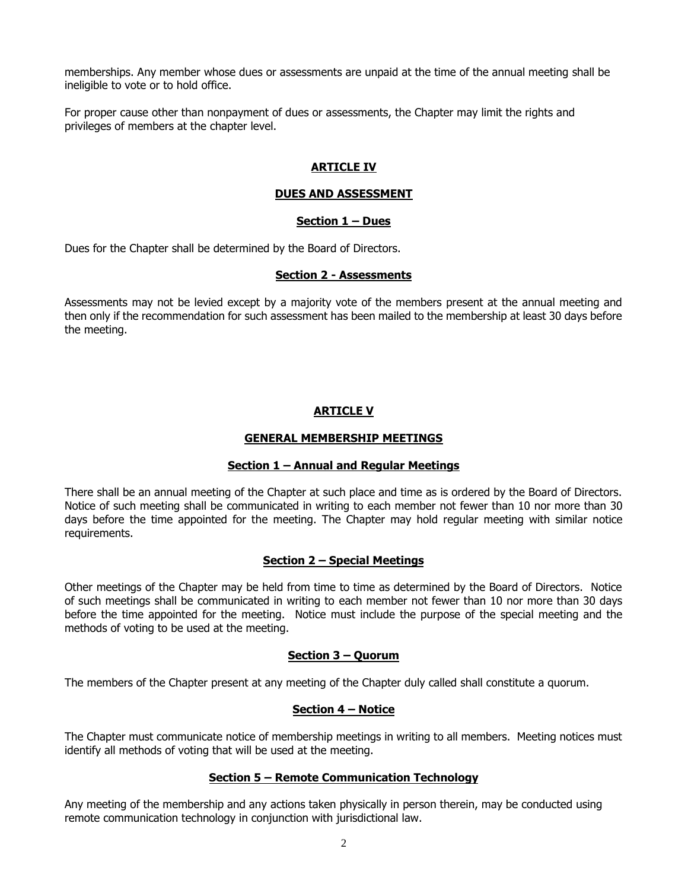memberships. Any member whose dues or assessments are unpaid at the time of the annual meeting shall be ineligible to vote or to hold office.

For proper cause other than nonpayment of dues or assessments, the Chapter may limit the rights and privileges of members at the chapter level.

## ARTICLE IV

## DUES AND ASSESSMENT

### Section 1 – Dues

Dues for the Chapter shall be determined by the Board of Directors.

### Section 2 - Assessments

Assessments may not be levied except by a majority vote of the members present at the annual meeting and then only if the recommendation for such assessment has been mailed to the membership at least 30 days before the meeting.

## ARTICLE V

## GENERAL MEMBERSHIP MEETINGS

### Section 1 – Annual and Regular Meetings

There shall be an annual meeting of the Chapter at such place and time as is ordered by the Board of Directors. Notice of such meeting shall be communicated in writing to each member not fewer than 10 nor more than 30 days before the time appointed for the meeting. The Chapter may hold regular meeting with similar notice requirements.

### Section 2 – Special Meetings

Other meetings of the Chapter may be held from time to time as determined by the Board of Directors. Notice of such meetings shall be communicated in writing to each member not fewer than 10 nor more than 30 days before the time appointed for the meeting. Notice must include the purpose of the special meeting and the methods of voting to be used at the meeting.

### Section 3 – Quorum

The members of the Chapter present at any meeting of the Chapter duly called shall constitute a quorum.

### Section 4 – Notice

The Chapter must communicate notice of membership meetings in writing to all members. Meeting notices must identify all methods of voting that will be used at the meeting.

### Section 5 – Remote Communication Technology

Any meeting of the membership and any actions taken physically in person therein, may be conducted using remote communication technology in conjunction with jurisdictional law.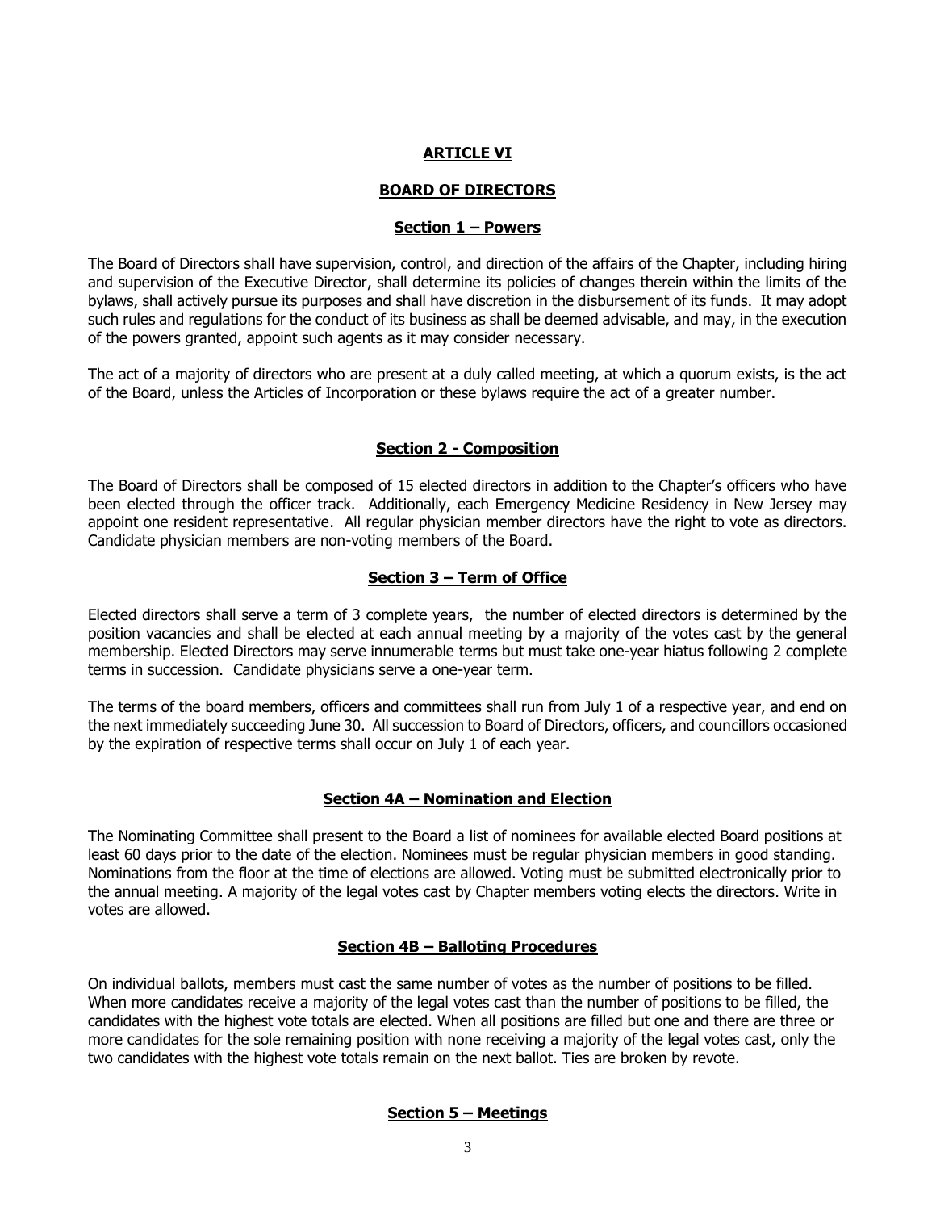## ARTICLE VI

## BOARD OF DIRECTORS

### Section 1 – Powers

The Board of Directors shall have supervision, control, and direction of the affairs of the Chapter, including hiring and supervision of the Executive Director, shall determine its policies of changes therein within the limits of the bylaws, shall actively pursue its purposes and shall have discretion in the disbursement of its funds. It may adopt such rules and regulations for the conduct of its business as shall be deemed advisable, and may, in the execution of the powers granted, appoint such agents as it may consider necessary.

The act of a majority of directors who are present at a duly called meeting, at which a quorum exists, is the act of the Board, unless the Articles of Incorporation or these bylaws require the act of a greater number.

### Section 2 - Composition

The Board of Directors shall be composed of 15 elected directors in addition to the Chapter's officers who have been elected through the officer track. Additionally, each Emergency Medicine Residency in New Jersey may appoint one resident representative. All regular physician member directors have the right to vote as directors. Candidate physician members are non-voting members of the Board.

### Section 3 – Term of Office

Elected directors shall serve a term of 3 complete years, the number of elected directors is determined by the position vacancies and shall be elected at each annual meeting by a majority of the votes cast by the general membership. Elected Directors may serve innumerable terms but must take one-year hiatus following 2 complete terms in succession. Candidate physicians serve a one-year term.

The terms of the board members, officers and committees shall run from July 1 of a respective year, and end on the next immediately succeeding June 30. All succession to Board of Directors, officers, and councillors occasioned by the expiration of respective terms shall occur on July 1 of each year.

### Section 4A – Nomination and Election

The Nominating Committee shall present to the Board a list of nominees for available elected Board positions at least 60 days prior to the date of the election. Nominees must be regular physician members in good standing. Nominations from the floor at the time of elections are allowed. Voting must be submitted electronically prior to the annual meeting. A majority of the legal votes cast by Chapter members voting elects the directors. Write in votes are allowed.

### Section 4B – Balloting Procedures

On individual ballots, members must cast the same number of votes as the number of positions to be filled. When more candidates receive a majority of the legal votes cast than the number of positions to be filled, the candidates with the highest vote totals are elected. When all positions are filled but one and there are three or more candidates for the sole remaining position with none receiving a majority of the legal votes cast, only the two candidates with the highest vote totals remain on the next ballot. Ties are broken by revote.

### Section 5 – Meetings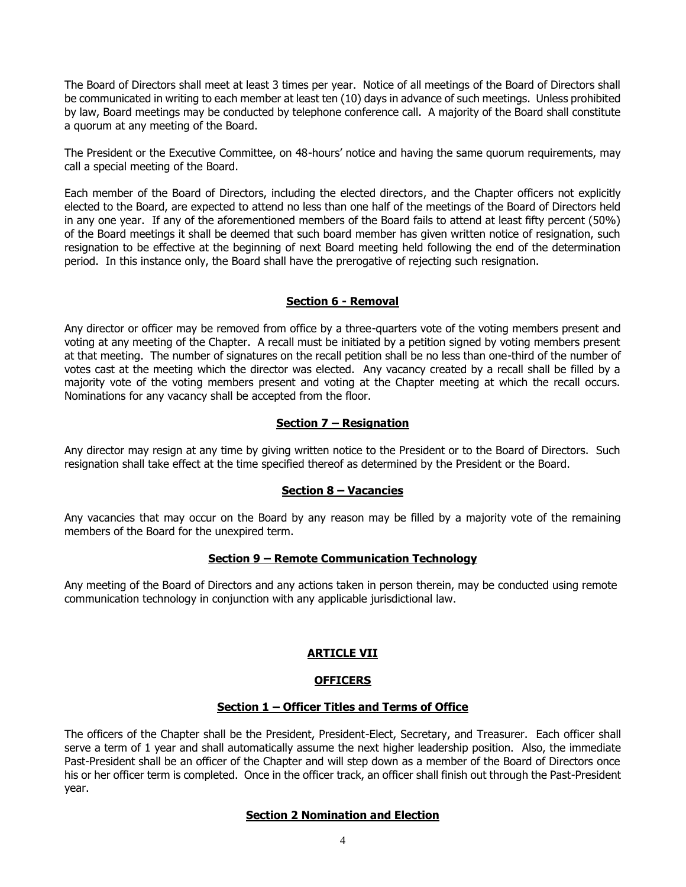The Board of Directors shall meet at least 3 times per year. Notice of all meetings of the Board of Directors shall be communicated in writing to each member at least ten (10) days in advance of such meetings. Unless prohibited by law, Board meetings may be conducted by telephone conference call. A majority of the Board shall constitute a quorum at any meeting of the Board.

The President or the Executive Committee, on 48-hours' notice and having the same quorum requirements, may call a special meeting of the Board.

Each member of the Board of Directors, including the elected directors, and the Chapter officers not explicitly elected to the Board, are expected to attend no less than one half of the meetings of the Board of Directors held in any one year. If any of the aforementioned members of the Board fails to attend at least fifty percent (50%) of the Board meetings it shall be deemed that such board member has given written notice of resignation, such resignation to be effective at the beginning of next Board meeting held following the end of the determination period. In this instance only, the Board shall have the prerogative of rejecting such resignation.

### Section 6 - Removal

Any director or officer may be removed from office by a three-quarters vote of the voting members present and voting at any meeting of the Chapter. A recall must be initiated by a petition signed by voting members present at that meeting. The number of signatures on the recall petition shall be no less than one-third of the number of votes cast at the meeting which the director was elected. Any vacancy created by a recall shall be filled by a majority vote of the voting members present and voting at the Chapter meeting at which the recall occurs. Nominations for any vacancy shall be accepted from the floor.

### Section 7 – Resignation

Any director may resign at any time by giving written notice to the President or to the Board of Directors. Such resignation shall take effect at the time specified thereof as determined by the President or the Board.

### Section 8 – Vacancies

Any vacancies that may occur on the Board by any reason may be filled by a majority vote of the remaining members of the Board for the unexpired term.

### Section 9 – Remote Communication Technology

Any meeting of the Board of Directors and any actions taken in person therein, may be conducted using remote communication technology in conjunction with any applicable jurisdictional law.

## ARTICLE VII

## OFFICERS

### Section 1 – Officer Titles and Terms of Office

The officers of the Chapter shall be the President, President-Elect, Secretary, and Treasurer. Each officer shall serve a term of 1 year and shall automatically assume the next higher leadership position. Also, the immediate Past-President shall be an officer of the Chapter and will step down as a member of the Board of Directors once his or her officer term is completed. Once in the officer track, an officer shall finish out through the Past-President year.

### Section 2 Nomination and Election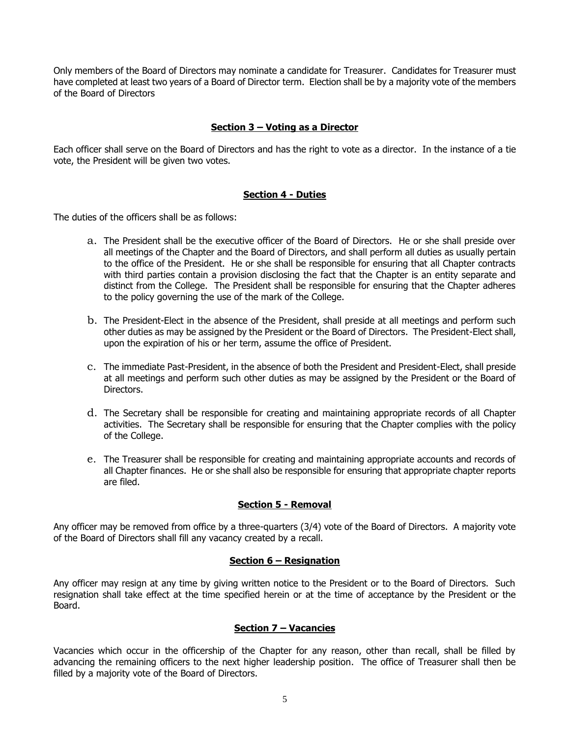Only members of the Board of Directors may nominate a candidate for Treasurer. Candidates for Treasurer must have completed at least two years of a Board of Director term. Election shall be by a majority vote of the members of the Board of Directors

### **Section 3 – Voting as a Director**

Each officer shall serve on the Board of Directors and has the right to vote as a director. In the instance of a tie vote, the President will be given two votes.

### **Section 4 - Duties**

The duties of the officers shall be as follows:

a. The President shall be the executive officer of the Board of Directors. He or she shall preside over all meetings of the Chapter and the Board of Directors, and shall perform all duties as usually pertain to the office of the President. He or she shall be responsible for ensuring that all Chapter contracts with third parties contain a provision disclosing the fact that the Chapter is an entity separate and distinct from the College. The President shall be responsible for ensuring that the Chapter adheres to the policy governing the use of the mark of the College.

b. The President-Elect in the absence of the President, shall preside at all meetings and perform such other duties as may be assigned by the President or the Board of Directors. The President-Elect shall, upon the expiration of his or her term, assume the office of President.

c. The immediate Past-President, in the absence of both the President and President-Elect, shall preside at all meetings and perform such other duties as may be assigned by the President or the Board of Directors.

d. The Secretary shall be responsible for creating and maintaining appropriate records of all Chapter activities. The Secretary shall be responsible for ensuring that the Chapter complies with the policy of the College.

e. The Treasurer shall be responsible for creating and maintaining appropriate accounts and records of all Chapter finances. He or she shall also be responsible for ensuring that appropriate chapter reports are filed.

### **Section 5 - Removal**

Any officer may be removed from office by a three-quarters (3/4) vote of the Board of Directors. A majority vote of the Board of Directors shall fill any vacancy created by a recall.

### **Section 6 – Resignation**

Any officer may resign at any time by giving written notice to the President or to the Board of Directors. Such resignation shall take effect at the time specified herein or at the time of acceptance by the President or the Board.

### **Section 7 – Vacancies**

Vacancies which occur in the officership of the Chapter for any reason, other than recall, shall be filled by advancing the remaining officers to the next higher leadership position. The office of Treasurer shall then be filled by a majority vote of the Board of Directors.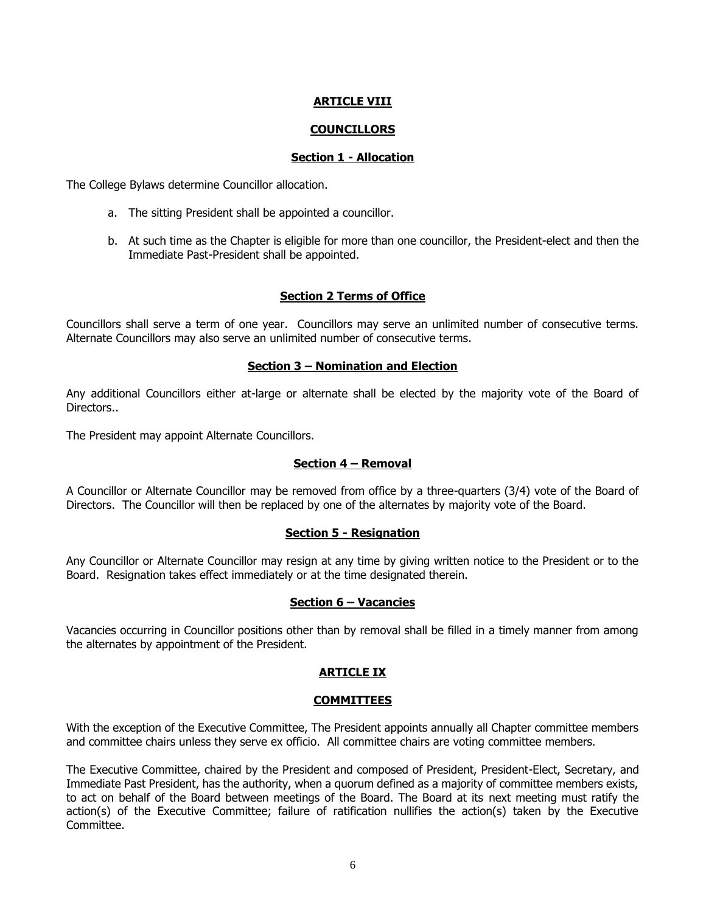## ARTICLE VIII

## COUNCILLORS

### Section 1 - Allocation

The College Bylaws determine Councillor allocation.

a. The sitting President shall be appointed a councillor.

b. At such time as the Chapter is eligible for more than one councillor, the President-elect and then the Immediate Past-President shall be appointed.

### Section 2 Terms of Office

Councillors shall serve a term of one year. Councillors may serve an unlimited number of consecutive terms. Alternate Councillors may also serve an unlimited number of consecutive terms.

### Section 3 – Nomination and Election

Any additional Councillors either at-large or alternate shall be elected by the majority vote of the Board of Directors..

The President may appoint Alternate Councillors.

### Section 4 – Removal

A Councillor or Alternate Councillor may be removed from office by a three-quarters (3/4) vote of the Board of Directors. The Councillor will then be replaced by one of the alternates by majority vote of the Board.

### Section 5 - Resignation

Any Councillor or Alternate Councillor may resign at any time by giving written notice to the President or to the Board. Resignation takes effect immediately or at the time designated therein.

### Section 6 – Vacancies

Vacancies occurring in Councillor positions other than by removal shall be filled in a timely manner from among the alternates by appointment of the President.

## ARTICLE IX

## COMMITTEES

With the exception of the Executive Committee, The President appoints annually all Chapter committee members and committee chairs unless they serve ex officio. All committee chairs are voting committee members.

The Executive Committee, chaired by the President and composed of President, President-Elect, Secretary, and Immediate Past President, has the authority, when a quorum defined as a majority of committee members exists, to act on behalf of the Board between meetings of the Board. The Board at its next meeting must ratify the action(s) of the Executive Committee; failure of ratification nullifies the action(s) taken by the Executive Committee.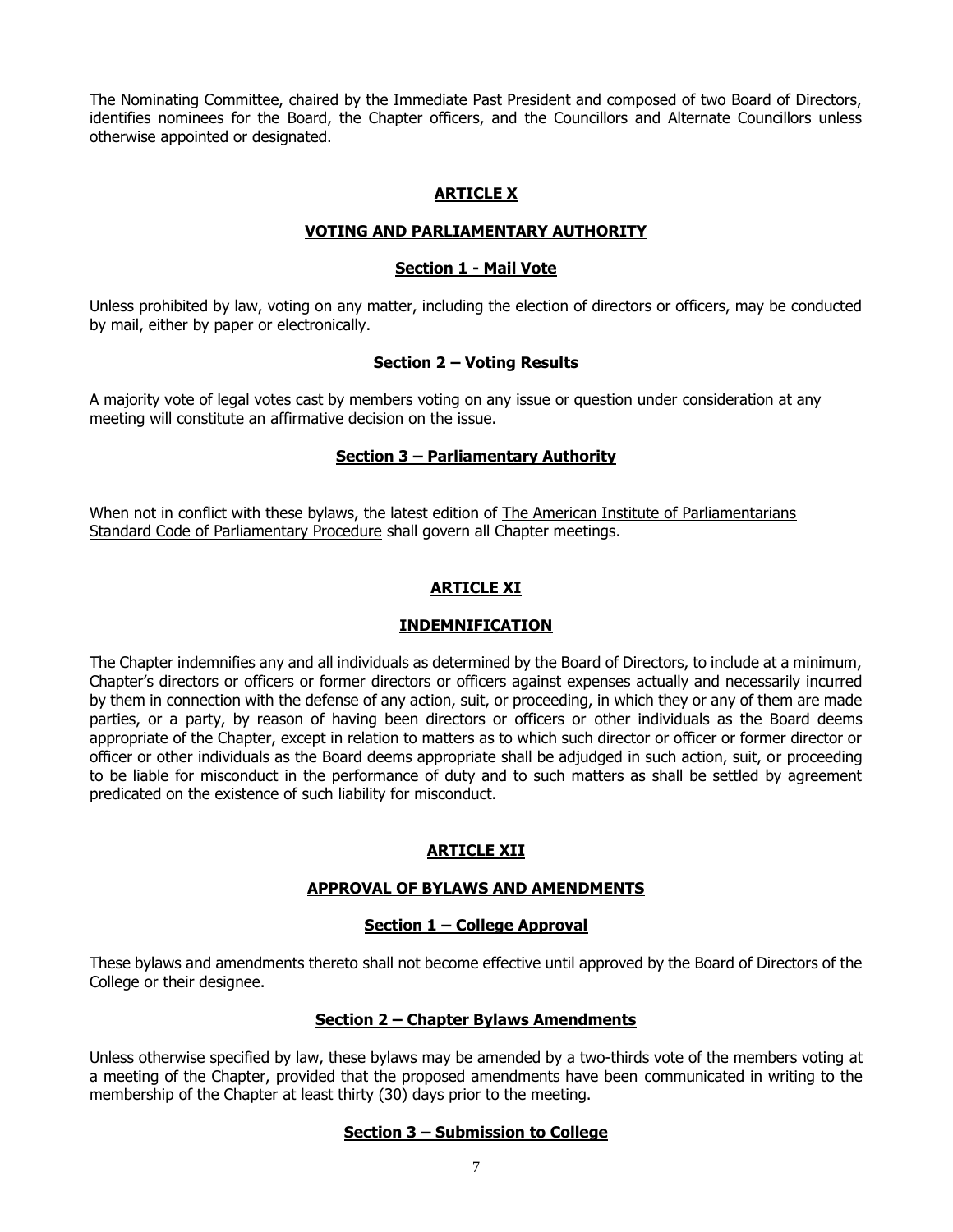The Nominating Committee, chaired by the Immediate Past President and composed of two Board of Directors, identifies nominees for the Board, the Chapter officers, and the Councillors and Alternate Councillors unless otherwise appointed or designated.

## ARTICLE X

## VOTING AND PARLIAMENTARY AUTHORITY

### Section 1 - Mail Vote

Unless prohibited by law, voting on any matter, including the election of directors or officers, may be conducted by mail, either by paper or electronically.

### Section 2 – Voting Results

A majority vote of legal votes cast by members voting on any issue or question under consideration at any meeting will constitute an affirmative decision on the issue.

### Section 3 – Parliamentary Authority

When not in conflict with these bylaws, the latest edition of The American Institute of Parliamentarians Standard Code of Parliamentary Procedure shall govern all Chapter meetings.

## ARTICLE XI

## INDEMNIFICATION

The Chapter indemnifies any and all individuals as determined by the Board of Directors, to include at a minimum, Chapter's directors or officers or former directors or officers against expenses actually and necessarily incurred by them in connection with the defense of any action, suit, or proceeding, in which they or any of them are made parties, or a party, by reason of having been directors or officers or other individuals as the Board deems appropriate of the Chapter, except in relation to matters as to which such director or officer or former director or officer or other individuals as the Board deems appropriate shall be adjudged in such action, suit, or proceeding to be liable for misconduct in the performance of duty and to such matters as shall be settled by agreement predicated on the existence of such liability for misconduct.

## ARTICLE XII

## APPROVAL OF BYLAWS AND AMENDMENTS

### Section 1 – College Approval

These bylaws and amendments thereto shall not become effective until approved by the Board of Directors of the College or their designee.

### Section 2 – Chapter Bylaws Amendments

Unless otherwise specified by law, these bylaws may be amended by a two-thirds vote of the members voting at a meeting of the Chapter, provided that the proposed amendments have been communicated in writing to the membership of the Chapter at least thirty (30) days prior to the meeting.

### Section 3 – Submission to College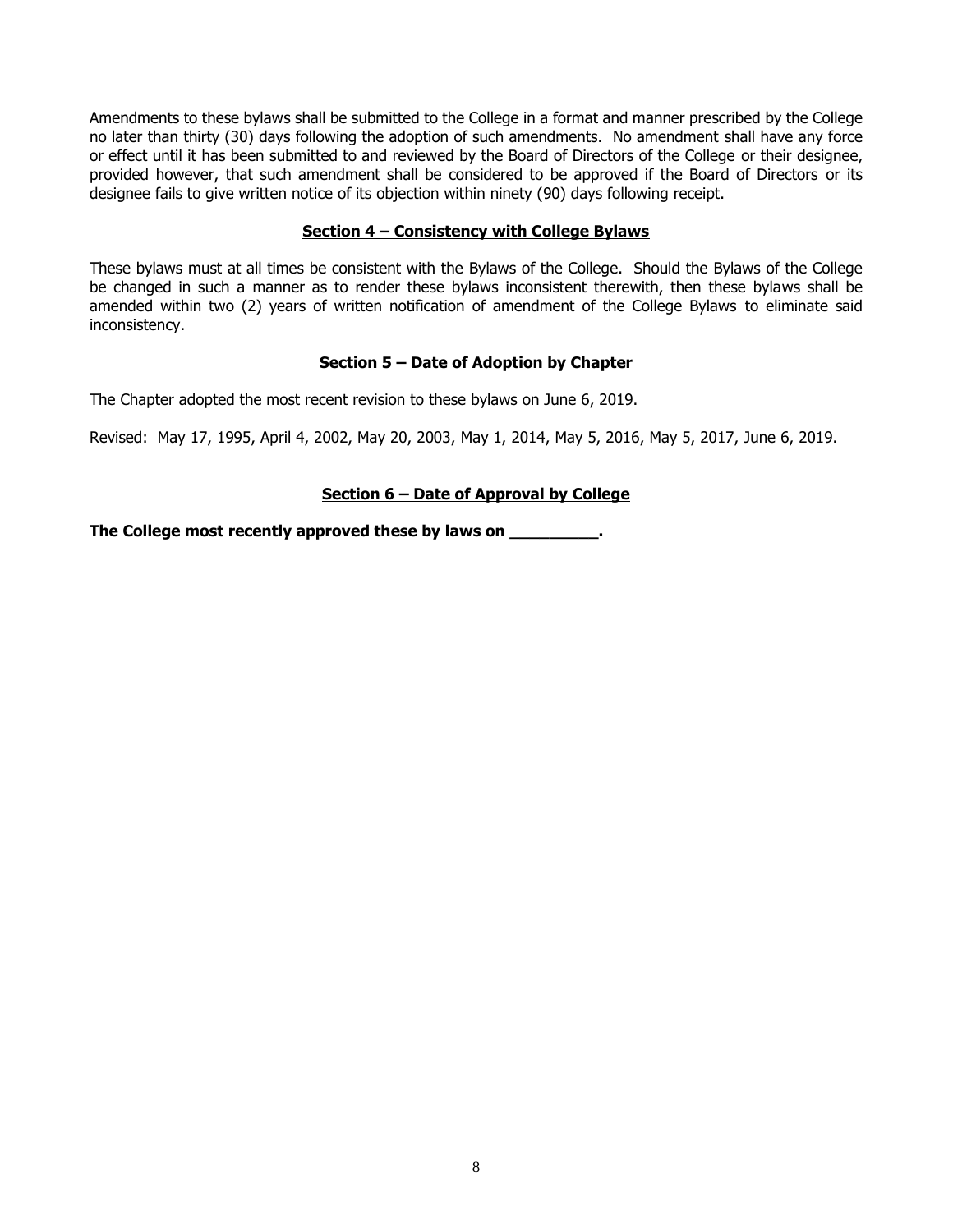Amendments to these bylaws shall be submitted to the College in a format and manner prescribed by the College no later than thirty (30) days following the adoption of such amendments. No amendment shall have any force or effect until it has been submitted to and reviewed by the Board of Directors of the College or their designee, provided however, that such amendment shall be considered to be approved if the Board of Directors or its designee fails to give written notice of its objection within ninety (90) days following receipt.

## Section 4 – Consistency with College Bylaws

These bylaws must at all times be consistent with the Bylaws of the College. Should the Bylaws of the College be changed in such a manner as to render these bylaws inconsistent therewith, then these bylaws shall be amended within two (2) years of written notification of amendment of the College Bylaws to eliminate said inconsistency.

## Section 5 – Date of Adoption by Chapter

The Chapter adopted the most recent revision to these bylaws on June 6, 2019.

Revised: May 17, 1995, April 4, 2002, May 20, 2003, May 1, 2014, May 5, 2016, May 5, 2017, June 6, 2019.

## Section 6 – Date of Approval by College

**The College most recently approved these by laws on _________.**